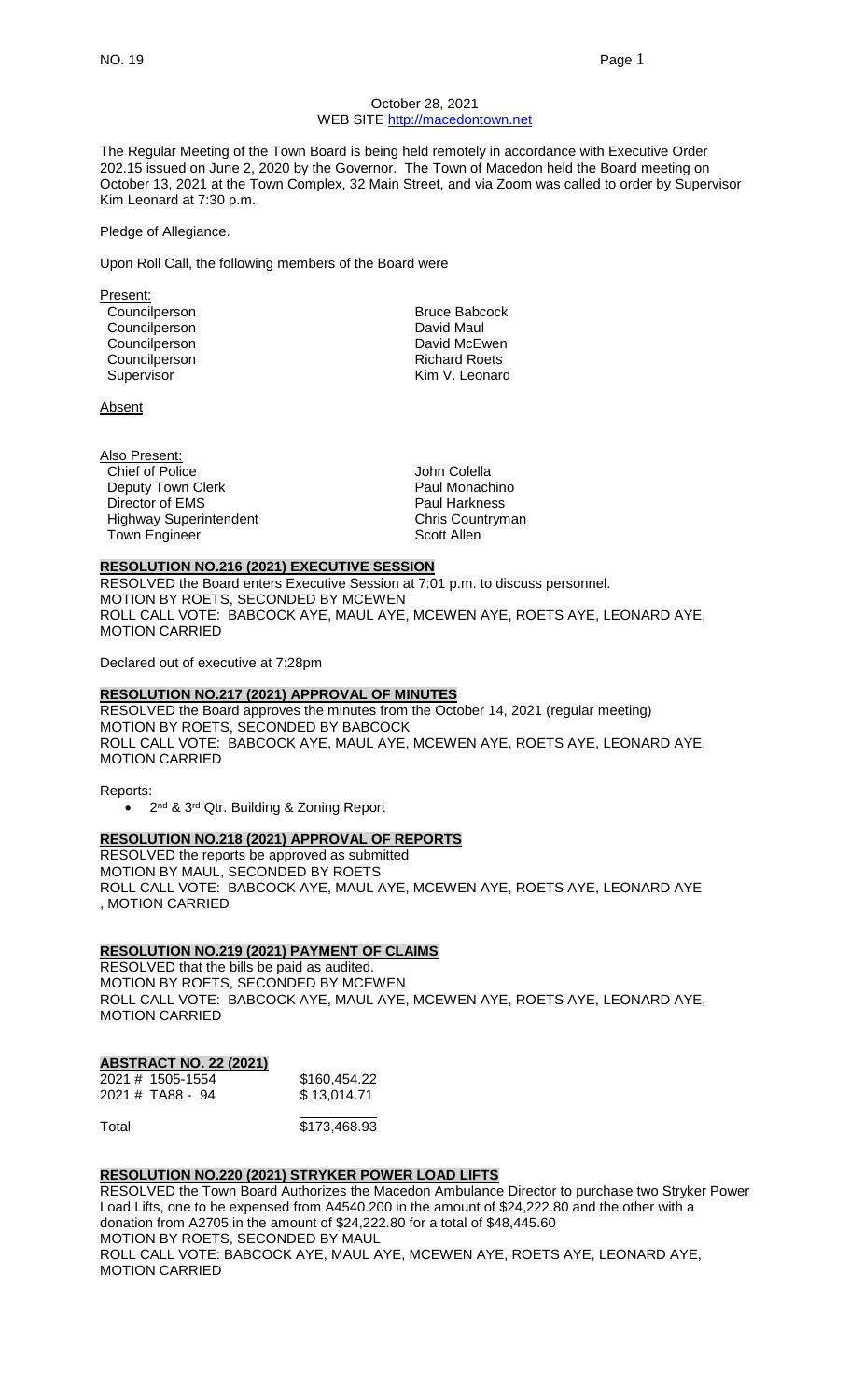October 28, 2021
WEB SITE http://macedontown.net

The Regular Meeting of the Town Board is being held remotely in accordance with Executive Order 202.15 issued on June 2, 2020 by the Governor. The Town of Macedon held the Board meeting on October 13, 2021 at the Town Complex, 32 Main Street, and via Zoom was called to order by Supervisor Kim Leonard at 7:30 p.m.

Pledge of Allegiance.

Upon Roll Call, the following members of the Board were

Present:

| | |
|---|---|
| Councilperson | Bruce Babcock |
| Councilperson | David Maul |
| Councilperson | David McEwen |
| Councilperson | Richard Roets |
| Supervisor | Kim V. Leonard |

Absent

Also Present:

| | |
|---|---|
| Chief of Police | John Colella |
| Deputy Town Clerk | Paul Monachino |
| Director of EMS | Paul Harkness |
| Highway Superintendent | Chris Countryman |
| Town Engineer | Scott Allen |

**RESOLUTION NO.216 (2021) EXECUTIVE SESSION**

RESOLVED the Board enters Executive Session at 7:01 p.m. to discuss personnel.
MOTION BY ROETS, SECONDED BY MCEWEN
ROLL CALL VOTE: BABCOCK AYE, MAUL AYE, MCEWEN AYE, ROETS AYE, LEONARD AYE, MOTION CARRIED

Declared out of executive at 7:28pm

**RESOLUTION NO.217 (2021) APPROVAL OF MINUTES**

RESOLVED the Board approves the minutes from the October 14, 2021 (regular meeting)
MOTION BY ROETS, SECONDED BY BABCOCK
ROLL CALL VOTE: BABCOCK AYE, MAUL AYE, MCEWEN AYE, ROETS AYE, LEONARD AYE, MOTION CARRIED

Reports:

- 2nd & 3rd Qtr. Building & Zoning Report

**RESOLUTION NO.218 (2021) APPROVAL OF REPORTS**

RESOLVED the reports be approved as submitted
MOTION BY MAUL, SECONDED BY ROETS
ROLL CALL VOTE: BABCOCK AYE, MAUL AYE, MCEWEN AYE, ROETS AYE, LEONARD AYE , MOTION CARRIED

**RESOLUTION NO.219 (2021) PAYMENT OF CLAIMS**

RESOLVED that the bills be paid as audited.
MOTION BY ROETS, SECONDED BY MCEWEN
ROLL CALL VOTE: BABCOCK AYE, MAUL AYE, MCEWEN AYE, ROETS AYE, LEONARD AYE, MOTION CARRIED

**ABSTRACT NO. 22 (2021)**

| | |
|---|---|
| 2021 # 1505-1554 | $160,454.22 |
| 2021 # TA88 - 94 | $ 13,014.71 |
| Total | $173,468.93 |

**RESOLUTION NO.220 (2021) STRYKER POWER LOAD LIFTS**

RESOLVED the Town Board Authorizes the Macedon Ambulance Director to purchase two Stryker Power Load Lifts, one to be expensed from A4540.200 in the amount of $24,222.80 and the other with a donation from A2705 in the amount of $24,222.80 for a total of $48,445.60
MOTION BY ROETS, SECONDED BY MAUL
ROLL CALL VOTE: BABCOCK AYE, MAUL AYE, MCEWEN AYE, ROETS AYE, LEONARD AYE, MOTION CARRIED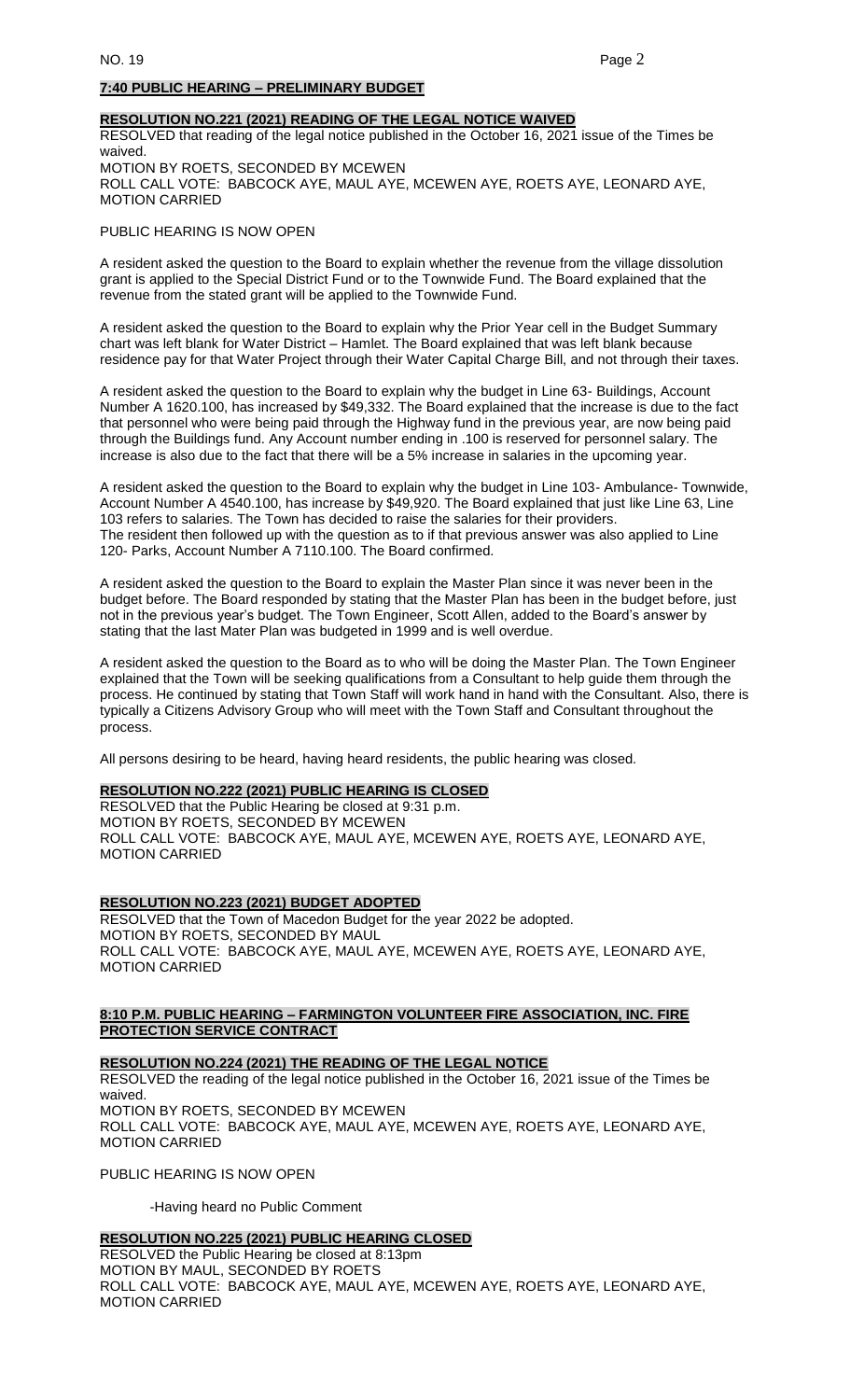**7:40 PUBLIC HEARING – PRELIMINARY BUDGET**

**RESOLUTION NO.221 (2021) READING OF THE LEGAL NOTICE WAIVED**

RESOLVED that reading of the legal notice published in the October 16, 2021 issue of the Times be waived.
MOTION BY ROETS, SECONDED BY MCEWEN
ROLL CALL VOTE: BABCOCK AYE, MAUL AYE, MCEWEN AYE, ROETS AYE, LEONARD AYE,
MOTION CARRIED

PUBLIC HEARING IS NOW OPEN

A resident asked the question to the Board to explain whether the revenue from the village dissolution grant is applied to the Special District Fund or to the Townwide Fund. The Board explained that the revenue from the stated grant will be applied to the Townwide Fund.

A resident asked the question to the Board to explain why the Prior Year cell in the Budget Summary chart was left blank for Water District – Hamlet. The Board explained that was left blank because residence pay for that Water Project through their Water Capital Charge Bill, and not through their taxes.

A resident asked the question to the Board to explain why the budget in Line 63- Buildings, Account Number A 1620.100, has increased by $49,332. The Board explained that the increase is due to the fact that personnel who were being paid through the Highway fund in the previous year, are now being paid through the Buildings fund. Any Account number ending in .100 is reserved for personnel salary. The increase is also due to the fact that there will be a 5% increase in salaries in the upcoming year.

A resident asked the question to the Board to explain why the budget in Line 103- Ambulance- Townwide, Account Number A 4540.100, has increase by $49,920. The Board explained that just like Line 63, Line 103 refers to salaries. The Town has decided to raise the salaries for their providers.
The resident then followed up with the question as to if that previous answer was also applied to Line 120- Parks, Account Number A 7110.100. The Board confirmed.

A resident asked the question to the Board to explain the Master Plan since it was never been in the budget before. The Board responded by stating that the Master Plan has been in the budget before, just not in the previous year's budget. The Town Engineer, Scott Allen, added to the Board's answer by stating that the last Mater Plan was budgeted in 1999 and is well overdue.

A resident asked the question to the Board as to who will be doing the Master Plan. The Town Engineer explained that the Town will be seeking qualifications from a Consultant to help guide them through the process. He continued by stating that Town Staff will work hand in hand with the Consultant. Also, there is typically a Citizens Advisory Group who will meet with the Town Staff and Consultant throughout the process.

All persons desiring to be heard, having heard residents, the public hearing was closed.

**RESOLUTION NO.222 (2021) PUBLIC HEARING IS CLOSED**

RESOLVED that the Public Hearing be closed at 9:31 p.m.
MOTION BY ROETS, SECONDED BY MCEWEN
ROLL CALL VOTE: BABCOCK AYE, MAUL AYE, MCEWEN AYE, ROETS AYE, LEONARD AYE,
MOTION CARRIED

**RESOLUTION NO.223 (2021) BUDGET ADOPTED**

RESOLVED that the Town of Macedon Budget for the year 2022 be adopted.
MOTION BY ROETS, SECONDED BY MAUL
ROLL CALL VOTE: BABCOCK AYE, MAUL AYE, MCEWEN AYE, ROETS AYE, LEONARD AYE,
MOTION CARRIED

**8:10 P.M. PUBLIC HEARING – FARMINGTON VOLUNTEER FIRE ASSOCIATION, INC. FIRE PROTECTION SERVICE CONTRACT**

**RESOLUTION NO.224 (2021) THE READING OF THE LEGAL NOTICE**

RESOLVED the reading of the legal notice published in the October 16, 2021 issue of the Times be waived.
MOTION BY ROETS, SECONDED BY MCEWEN
ROLL CALL VOTE: BABCOCK AYE, MAUL AYE, MCEWEN AYE, ROETS AYE, LEONARD AYE,
MOTION CARRIED

PUBLIC HEARING IS NOW OPEN

-Having heard no Public Comment

**RESOLUTION NO.225 (2021) PUBLIC HEARING CLOSED**

RESOLVED the Public Hearing be closed at 8:13pm
MOTION BY MAUL, SECONDED BY ROETS
ROLL CALL VOTE: BABCOCK AYE, MAUL AYE, MCEWEN AYE, ROETS AYE, LEONARD AYE,
MOTION CARRIED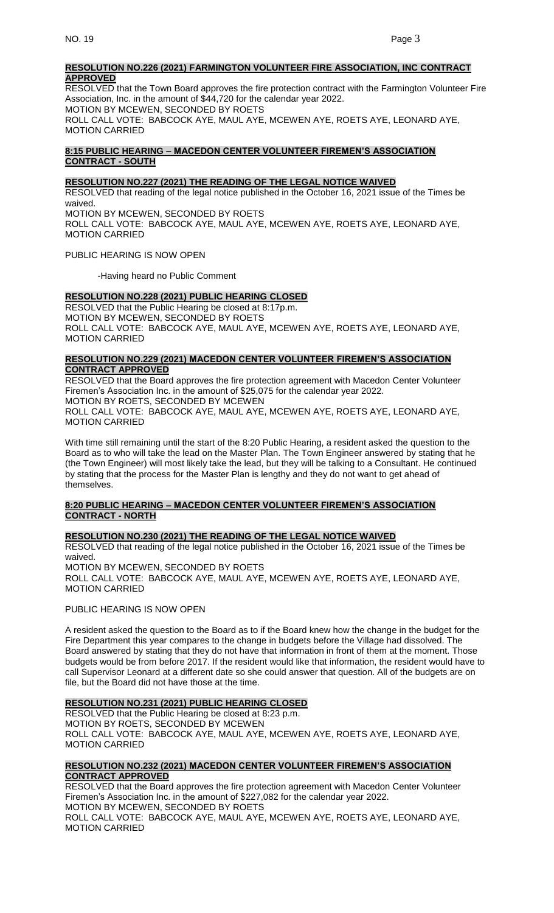**RESOLUTION NO.226 (2021) FARMINGTON VOLUNTEER FIRE ASSOCIATION, INC CONTRACT APPROVED**

RESOLVED that the Town Board approves the fire protection contract with the Farmington Volunteer Fire Association, Inc. in the amount of $44,720 for the calendar year 2022.
MOTION BY MCEWEN, SECONDED BY ROETS
ROLL CALL VOTE: BABCOCK AYE, MAUL AYE, MCEWEN AYE, ROETS AYE, LEONARD AYE, MOTION CARRIED

**8:15 PUBLIC HEARING – MACEDON CENTER VOLUNTEER FIREMEN'S ASSOCIATION CONTRACT - SOUTH**

**RESOLUTION NO.227 (2021) THE READING OF THE LEGAL NOTICE WAIVED**

RESOLVED that reading of the legal notice published in the October 16, 2021 issue of the Times be waived.
MOTION BY MCEWEN, SECONDED BY ROETS
ROLL CALL VOTE: BABCOCK AYE, MAUL AYE, MCEWEN AYE, ROETS AYE, LEONARD AYE, MOTION CARRIED

PUBLIC HEARING IS NOW OPEN

-Having heard no Public Comment

**RESOLUTION NO.228 (2021) PUBLIC HEARING CLOSED**

RESOLVED that the Public Hearing be closed at 8:17p.m.
MOTION BY MCEWEN, SECONDED BY ROETS
ROLL CALL VOTE: BABCOCK AYE, MAUL AYE, MCEWEN AYE, ROETS AYE, LEONARD AYE, MOTION CARRIED

**RESOLUTION NO.229 (2021) MACEDON CENTER VOLUNTEER FIREMEN'S ASSOCIATION CONTRACT APPROVED**

RESOLVED that the Board approves the fire protection agreement with Macedon Center Volunteer Firemen's Association Inc. in the amount of $25,075 for the calendar year 2022.
MOTION BY ROETS, SECONDED BY MCEWEN
ROLL CALL VOTE: BABCOCK AYE, MAUL AYE, MCEWEN AYE, ROETS AYE, LEONARD AYE, MOTION CARRIED

With time still remaining until the start of the 8:20 Public Hearing, a resident asked the question to the Board as to who will take the lead on the Master Plan. The Town Engineer answered by stating that he (the Town Engineer) will most likely take the lead, but they will be talking to a Consultant. He continued by stating that the process for the Master Plan is lengthy and they do not want to get ahead of themselves.

**8:20 PUBLIC HEARING – MACEDON CENTER VOLUNTEER FIREMEN'S ASSOCIATION CONTRACT - NORTH**

**RESOLUTION NO.230 (2021) THE READING OF THE LEGAL NOTICE WAIVED**

RESOLVED that reading of the legal notice published in the October 16, 2021 issue of the Times be waived.
MOTION BY MCEWEN, SECONDED BY ROETS
ROLL CALL VOTE: BABCOCK AYE, MAUL AYE, MCEWEN AYE, ROETS AYE, LEONARD AYE, MOTION CARRIED

PUBLIC HEARING IS NOW OPEN

A resident asked the question to the Board as to if the Board knew how the change in the budget for the Fire Department this year compares to the change in budgets before the Village had dissolved. The Board answered by stating that they do not have that information in front of them at the moment. Those budgets would be from before 2017. If the resident would like that information, the resident would have to call Supervisor Leonard at a different date so she could answer that question. All of the budgets are on file, but the Board did not have those at the time.

**RESOLUTION NO.231 (2021) PUBLIC HEARING CLOSED**

RESOLVED that the Public Hearing be closed at 8:23 p.m.
MOTION BY ROETS, SECONDED BY MCEWEN
ROLL CALL VOTE: BABCOCK AYE, MAUL AYE, MCEWEN AYE, ROETS AYE, LEONARD AYE, MOTION CARRIED

**RESOLUTION NO.232 (2021) MACEDON CENTER VOLUNTEER FIREMEN'S ASSOCIATION CONTRACT APPROVED**

RESOLVED that the Board approves the fire protection agreement with Macedon Center Volunteer Firemen's Association Inc. in the amount of $227,082 for the calendar year 2022.
MOTION BY MCEWEN, SECONDED BY ROETS
ROLL CALL VOTE: BABCOCK AYE, MAUL AYE, MCEWEN AYE, ROETS AYE, LEONARD AYE, MOTION CARRIED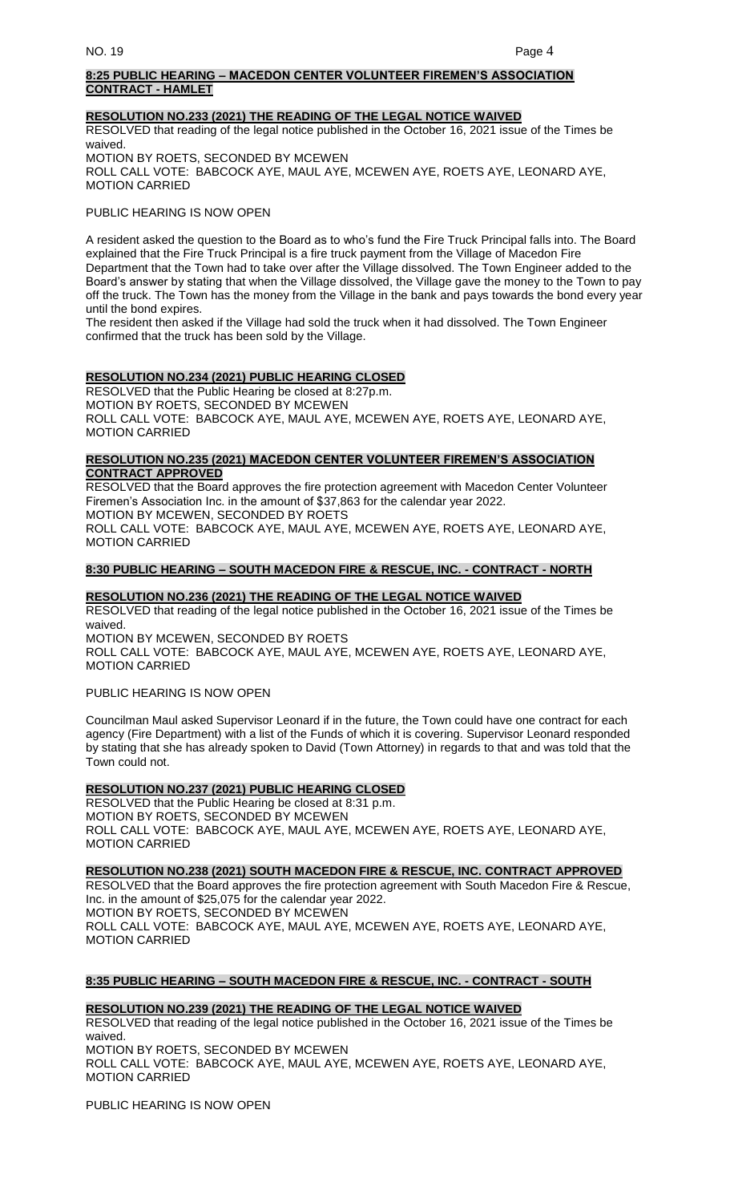**8:25 PUBLIC HEARING – MACEDON CENTER VOLUNTEER FIREMEN'S ASSOCIATION CONTRACT - HAMLET**

**RESOLUTION NO.233 (2021) THE READING OF THE LEGAL NOTICE WAIVED**

RESOLVED that reading of the legal notice published in the October 16, 2021 issue of the Times be waived.
MOTION BY ROETS, SECONDED BY MCEWEN
ROLL CALL VOTE: BABCOCK AYE, MAUL AYE, MCEWEN AYE, ROETS AYE, LEONARD AYE, MOTION CARRIED

PUBLIC HEARING IS NOW OPEN

A resident asked the question to the Board as to who's fund the Fire Truck Principal falls into. The Board explained that the Fire Truck Principal is a fire truck payment from the Village of Macedon Fire Department that the Town had to take over after the Village dissolved. The Town Engineer added to the Board's answer by stating that when the Village dissolved, the Village gave the money to the Town to pay off the truck. The Town has the money from the Village in the bank and pays towards the bond every year until the bond expires.
The resident then asked if the Village had sold the truck when it had dissolved. The Town Engineer confirmed that the truck has been sold by the Village.

**RESOLUTION NO.234 (2021) PUBLIC HEARING CLOSED**

RESOLVED that the Public Hearing be closed at 8:27p.m.
MOTION BY ROETS, SECONDED BY MCEWEN
ROLL CALL VOTE: BABCOCK AYE, MAUL AYE, MCEWEN AYE, ROETS AYE, LEONARD AYE, MOTION CARRIED

**RESOLUTION NO.235 (2021) MACEDON CENTER VOLUNTEER FIREMEN'S ASSOCIATION CONTRACT APPROVED**

RESOLVED that the Board approves the fire protection agreement with Macedon Center Volunteer Firemen's Association Inc. in the amount of $37,863 for the calendar year 2022.
MOTION BY MCEWEN, SECONDED BY ROETS
ROLL CALL VOTE: BABCOCK AYE, MAUL AYE, MCEWEN AYE, ROETS AYE, LEONARD AYE, MOTION CARRIED

**8:30 PUBLIC HEARING – SOUTH MACEDON FIRE & RESCUE, INC. - CONTRACT - NORTH**

**RESOLUTION NO.236 (2021) THE READING OF THE LEGAL NOTICE WAIVED**

RESOLVED that reading of the legal notice published in the October 16, 2021 issue of the Times be waived.
MOTION BY MCEWEN, SECONDED BY ROETS
ROLL CALL VOTE: BABCOCK AYE, MAUL AYE, MCEWEN AYE, ROETS AYE, LEONARD AYE, MOTION CARRIED

PUBLIC HEARING IS NOW OPEN

Councilman Maul asked Supervisor Leonard if in the future, the Town could have one contract for each agency (Fire Department) with a list of the Funds of which it is covering. Supervisor Leonard responded by stating that she has already spoken to David (Town Attorney) in regards to that and was told that the Town could not.

**RESOLUTION NO.237 (2021) PUBLIC HEARING CLOSED**

RESOLVED that the Public Hearing be closed at 8:31 p.m.
MOTION BY ROETS, SECONDED BY MCEWEN
ROLL CALL VOTE: BABCOCK AYE, MAUL AYE, MCEWEN AYE, ROETS AYE, LEONARD AYE, MOTION CARRIED

**RESOLUTION NO.238 (2021) SOUTH MACEDON FIRE & RESCUE, INC. CONTRACT APPROVED**

RESOLVED that the Board approves the fire protection agreement with South Macedon Fire & Rescue, Inc. in the amount of $25,075 for the calendar year 2022.
MOTION BY ROETS, SECONDED BY MCEWEN
ROLL CALL VOTE: BABCOCK AYE, MAUL AYE, MCEWEN AYE, ROETS AYE, LEONARD AYE, MOTION CARRIED

**8:35 PUBLIC HEARING – SOUTH MACEDON FIRE & RESCUE, INC. - CONTRACT - SOUTH**

**RESOLUTION NO.239 (2021) THE READING OF THE LEGAL NOTICE WAIVED**

RESOLVED that reading of the legal notice published in the October 16, 2021 issue of the Times be waived.
MOTION BY ROETS, SECONDED BY MCEWEN
ROLL CALL VOTE: BABCOCK AYE, MAUL AYE, MCEWEN AYE, ROETS AYE, LEONARD AYE, MOTION CARRIED

PUBLIC HEARING IS NOW OPEN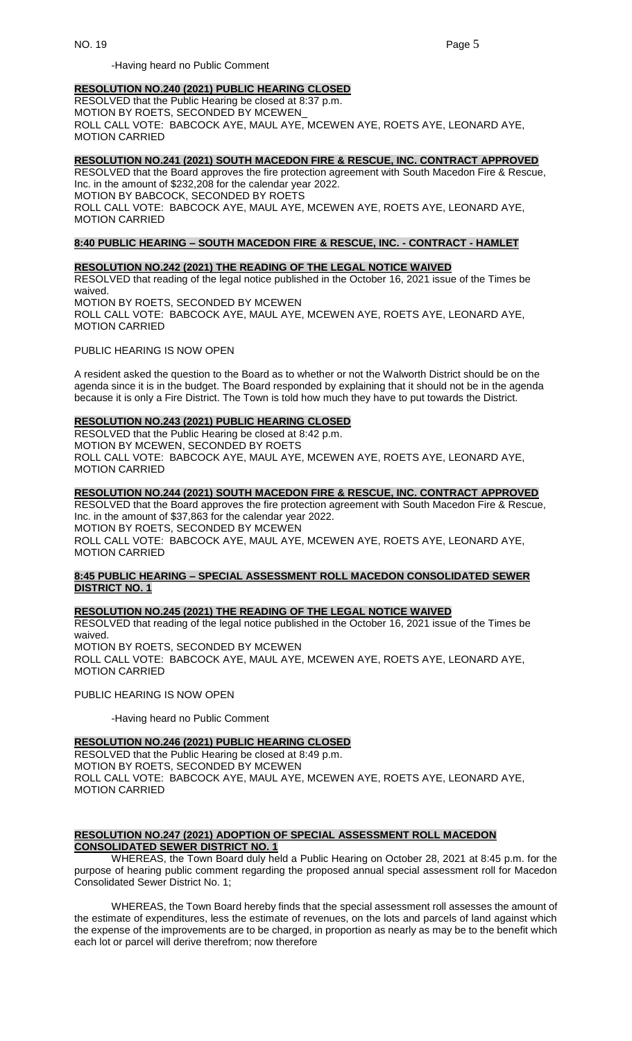-Having heard no Public Comment

**RESOLUTION NO.240 (2021) PUBLIC HEARING CLOSED**

RESOLVED that the Public Hearing be closed at 8:37 p.m.
MOTION BY ROETS, SECONDED BY MCEWEN
ROLL CALL VOTE: BABCOCK AYE, MAUL AYE, MCEWEN AYE, ROETS AYE, LEONARD AYE, MOTION CARRIED

**RESOLUTION NO.241 (2021) SOUTH MACEDON FIRE & RESCUE, INC. CONTRACT APPROVED**

RESOLVED that the Board approves the fire protection agreement with South Macedon Fire & Rescue, Inc. in the amount of $232,208 for the calendar year 2022.
MOTION BY BABCOCK, SECONDED BY ROETS
ROLL CALL VOTE: BABCOCK AYE, MAUL AYE, MCEWEN AYE, ROETS AYE, LEONARD AYE, MOTION CARRIED

**8:40 PUBLIC HEARING – SOUTH MACEDON FIRE & RESCUE, INC. - CONTRACT - HAMLET**

**RESOLUTION NO.242 (2021) THE READING OF THE LEGAL NOTICE WAIVED**

RESOLVED that reading of the legal notice published in the October 16, 2021 issue of the Times be waived.
MOTION BY ROETS, SECONDED BY MCEWEN
ROLL CALL VOTE: BABCOCK AYE, MAUL AYE, MCEWEN AYE, ROETS AYE, LEONARD AYE, MOTION CARRIED

PUBLIC HEARING IS NOW OPEN

A resident asked the question to the Board as to whether or not the Walworth District should be on the agenda since it is in the budget. The Board responded by explaining that it should not be in the agenda because it is only a Fire District. The Town is told how much they have to put towards the District.

**RESOLUTION NO.243 (2021) PUBLIC HEARING CLOSED**

RESOLVED that the Public Hearing be closed at 8:42 p.m.
MOTION BY MCEWEN, SECONDED BY ROETS
ROLL CALL VOTE: BABCOCK AYE, MAUL AYE, MCEWEN AYE, ROETS AYE, LEONARD AYE, MOTION CARRIED

**RESOLUTION NO.244 (2021) SOUTH MACEDON FIRE & RESCUE, INC. CONTRACT APPROVED**

RESOLVED that the Board approves the fire protection agreement with South Macedon Fire & Rescue, Inc. in the amount of $37,863 for the calendar year 2022.
MOTION BY ROETS, SECONDED BY MCEWEN
ROLL CALL VOTE: BABCOCK AYE, MAUL AYE, MCEWEN AYE, ROETS AYE, LEONARD AYE, MOTION CARRIED

**8:45 PUBLIC HEARING – SPECIAL ASSESSMENT ROLL MACEDON CONSOLIDATED SEWER DISTRICT NO. 1**

**RESOLUTION NO.245 (2021) THE READING OF THE LEGAL NOTICE WAIVED**

RESOLVED that reading of the legal notice published in the October 16, 2021 issue of the Times be waived.
MOTION BY ROETS, SECONDED BY MCEWEN
ROLL CALL VOTE: BABCOCK AYE, MAUL AYE, MCEWEN AYE, ROETS AYE, LEONARD AYE, MOTION CARRIED

PUBLIC HEARING IS NOW OPEN

-Having heard no Public Comment

**RESOLUTION NO.246 (2021) PUBLIC HEARING CLOSED**

RESOLVED that the Public Hearing be closed at 8:49 p.m.
MOTION BY ROETS, SECONDED BY MCEWEN
ROLL CALL VOTE: BABCOCK AYE, MAUL AYE, MCEWEN AYE, ROETS AYE, LEONARD AYE, MOTION CARRIED

**RESOLUTION NO.247 (2021) ADOPTION OF SPECIAL ASSESSMENT ROLL MACEDON CONSOLIDATED SEWER DISTRICT NO. 1**

WHEREAS, the Town Board duly held a Public Hearing on October 28, 2021 at 8:45 p.m. for the purpose of hearing public comment regarding the proposed annual special assessment roll for Macedon Consolidated Sewer District No. 1;

WHEREAS, the Town Board hereby finds that the special assessment roll assesses the amount of the estimate of expenditures, less the estimate of revenues, on the lots and parcels of land against which the expense of the improvements are to be charged, in proportion as nearly as may be to the benefit which each lot or parcel will derive therefrom; now therefore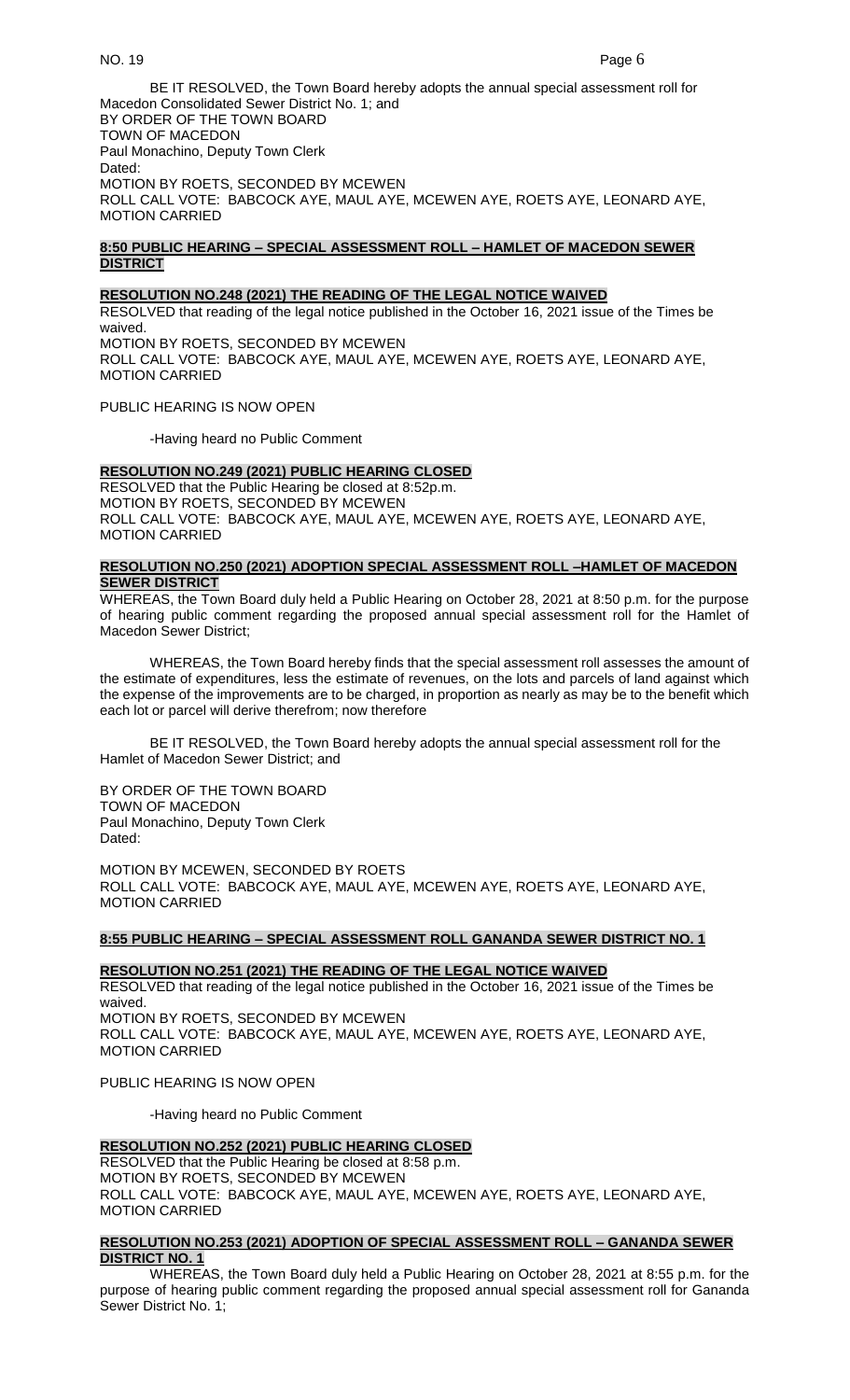BE IT RESOLVED, the Town Board hereby adopts the annual special assessment roll for Macedon Consolidated Sewer District No. 1; and
BY ORDER OF THE TOWN BOARD
TOWN OF MACEDON
Paul Monachino, Deputy Town Clerk
Dated:
MOTION BY ROETS, SECONDED BY MCEWEN
ROLL CALL VOTE: BABCOCK AYE, MAUL AYE, MCEWEN AYE, ROETS AYE, LEONARD AYE, MOTION CARRIED

**8:50 PUBLIC HEARING – SPECIAL ASSESSMENT ROLL – HAMLET OF MACEDON SEWER DISTRICT**

**RESOLUTION NO.248 (2021) THE READING OF THE LEGAL NOTICE WAIVED**
RESOLVED that reading of the legal notice published in the October 16, 2021 issue of the Times be waived.
MOTION BY ROETS, SECONDED BY MCEWEN
ROLL CALL VOTE: BABCOCK AYE, MAUL AYE, MCEWEN AYE, ROETS AYE, LEONARD AYE, MOTION CARRIED

PUBLIC HEARING IS NOW OPEN

-Having heard no Public Comment

**RESOLUTION NO.249 (2021) PUBLIC HEARING CLOSED**
RESOLVED that the Public Hearing be closed at 8:52p.m.
MOTION BY ROETS, SECONDED BY MCEWEN
ROLL CALL VOTE: BABCOCK AYE, MAUL AYE, MCEWEN AYE, ROETS AYE, LEONARD AYE, MOTION CARRIED

**RESOLUTION NO.250 (2021) ADOPTION SPECIAL ASSESSMENT ROLL –HAMLET OF MACEDON SEWER DISTRICT**
WHEREAS, the Town Board duly held a Public Hearing on October 28, 2021 at 8:50 p.m. for the purpose of hearing public comment regarding the proposed annual special assessment roll for the Hamlet of Macedon Sewer District;

WHEREAS, the Town Board hereby finds that the special assessment roll assesses the amount of the estimate of expenditures, less the estimate of revenues, on the lots and parcels of land against which the expense of the improvements are to be charged, in proportion as nearly as may be to the benefit which each lot or parcel will derive therefrom; now therefore

BE IT RESOLVED, the Town Board hereby adopts the annual special assessment roll for the Hamlet of Macedon Sewer District; and

BY ORDER OF THE TOWN BOARD
TOWN OF MACEDON
Paul Monachino, Deputy Town Clerk
Dated:

MOTION BY MCEWEN, SECONDED BY ROETS
ROLL CALL VOTE: BABCOCK AYE, MAUL AYE, MCEWEN AYE, ROETS AYE, LEONARD AYE, MOTION CARRIED

**8:55 PUBLIC HEARING – SPECIAL ASSESSMENT ROLL GANANDA SEWER DISTRICT NO. 1**

**RESOLUTION NO.251 (2021) THE READING OF THE LEGAL NOTICE WAIVED**
RESOLVED that reading of the legal notice published in the October 16, 2021 issue of the Times be waived.
MOTION BY ROETS, SECONDED BY MCEWEN
ROLL CALL VOTE: BABCOCK AYE, MAUL AYE, MCEWEN AYE, ROETS AYE, LEONARD AYE, MOTION CARRIED

PUBLIC HEARING IS NOW OPEN

-Having heard no Public Comment

**RESOLUTION NO.252 (2021) PUBLIC HEARING CLOSED**
RESOLVED that the Public Hearing be closed at 8:58 p.m.
MOTION BY ROETS, SECONDED BY MCEWEN
ROLL CALL VOTE: BABCOCK AYE, MAUL AYE, MCEWEN AYE, ROETS AYE, LEONARD AYE, MOTION CARRIED

**RESOLUTION NO.253 (2021) ADOPTION OF SPECIAL ASSESSMENT ROLL – GANANDA SEWER DISTRICT NO. 1**
WHEREAS, the Town Board duly held a Public Hearing on October 28, 2021 at 8:55 p.m. for the purpose of hearing public comment regarding the proposed annual special assessment roll for Gananda Sewer District No. 1;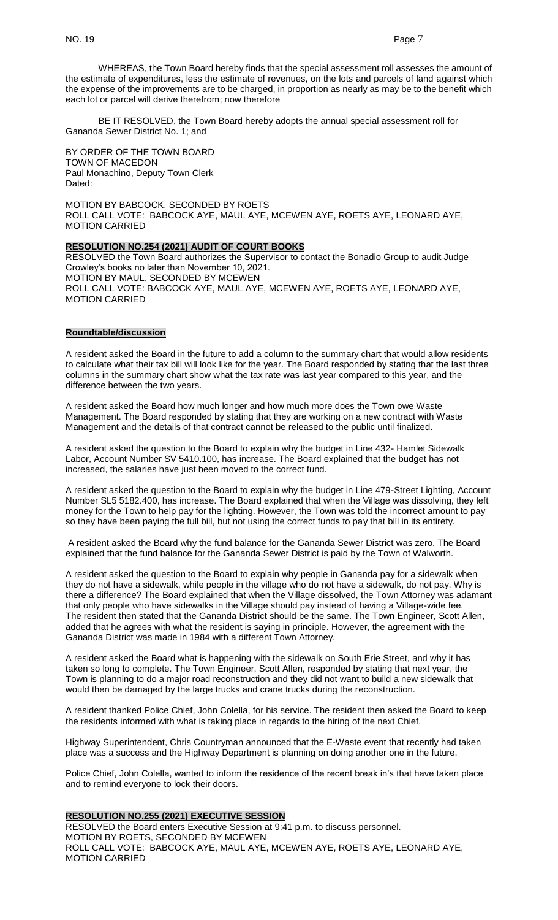WHEREAS, the Town Board hereby finds that the special assessment roll assesses the amount of the estimate of expenditures, less the estimate of revenues, on the lots and parcels of land against which the expense of the improvements are to be charged, in proportion as nearly as may be to the benefit which each lot or parcel will derive therefrom; now therefore

BE IT RESOLVED, the Town Board hereby adopts the annual special assessment roll for Gananda Sewer District No. 1; and

BY ORDER OF THE TOWN BOARD
TOWN OF MACEDON
Paul Monachino, Deputy Town Clerk
Dated:

MOTION BY BABCOCK, SECONDED BY ROETS
ROLL CALL VOTE: BABCOCK AYE, MAUL AYE, MCEWEN AYE, ROETS AYE, LEONARD AYE, MOTION CARRIED

**RESOLUTION NO.254 (2021) AUDIT OF COURT BOOKS**

RESOLVED the Town Board authorizes the Supervisor to contact the Bonadio Group to audit Judge Crowley's books no later than November 10, 2021.
MOTION BY MAUL, SECONDED BY MCEWEN
ROLL CALL VOTE: BABCOCK AYE, MAUL AYE, MCEWEN AYE, ROETS AYE, LEONARD AYE, MOTION CARRIED

**Roundtable/discussion**

A resident asked the Board in the future to add a column to the summary chart that would allow residents to calculate what their tax bill will look like for the year. The Board responded by stating that the last three columns in the summary chart show what the tax rate was last year compared to this year, and the difference between the two years.

A resident asked the Board how much longer and how much more does the Town owe Waste Management. The Board responded by stating that they are working on a new contract with Waste Management and the details of that contract cannot be released to the public until finalized.

A resident asked the question to the Board to explain why the budget in Line 432- Hamlet Sidewalk Labor, Account Number SV 5410.100, has increase. The Board explained that the budget has not increased, the salaries have just been moved to the correct fund.

A resident asked the question to the Board to explain why the budget in Line 479-Street Lighting, Account Number SL5 5182.400, has increase. The Board explained that when the Village was dissolving, they left money for the Town to help pay for the lighting. However, the Town was told the incorrect amount to pay so they have been paying the full bill, but not using the correct funds to pay that bill in its entirety.

A resident asked the Board why the fund balance for the Gananda Sewer District was zero. The Board explained that the fund balance for the Gananda Sewer District is paid by the Town of Walworth.

A resident asked the question to the Board to explain why people in Gananda pay for a sidewalk when they do not have a sidewalk, while people in the village who do not have a sidewalk, do not pay. Why is there a difference? The Board explained that when the Village dissolved, the Town Attorney was adamant that only people who have sidewalks in the Village should pay instead of having a Village-wide fee. The resident then stated that the Gananda District should be the same. The Town Engineer, Scott Allen, added that he agrees with what the resident is saying in principle. However, the agreement with the Gananda District was made in 1984 with a different Town Attorney.

A resident asked the Board what is happening with the sidewalk on South Erie Street, and why it has taken so long to complete. The Town Engineer, Scott Allen, responded by stating that next year, the Town is planning to do a major road reconstruction and they did not want to build a new sidewalk that would then be damaged by the large trucks and crane trucks during the reconstruction.

A resident thanked Police Chief, John Colella, for his service. The resident then asked the Board to keep the residents informed with what is taking place in regards to the hiring of the next Chief.

Highway Superintendent, Chris Countryman announced that the E-Waste event that recently had taken place was a success and the Highway Department is planning on doing another one in the future.

Police Chief, John Colella, wanted to inform the residence of the recent break in's that have taken place and to remind everyone to lock their doors.

**RESOLUTION NO.255 (2021) EXECUTIVE SESSION**

RESOLVED the Board enters Executive Session at 9:41 p.m. to discuss personnel.
MOTION BY ROETS, SECONDED BY MCEWEN
ROLL CALL VOTE: BABCOCK AYE, MAUL AYE, MCEWEN AYE, ROETS AYE, LEONARD AYE, MOTION CARRIED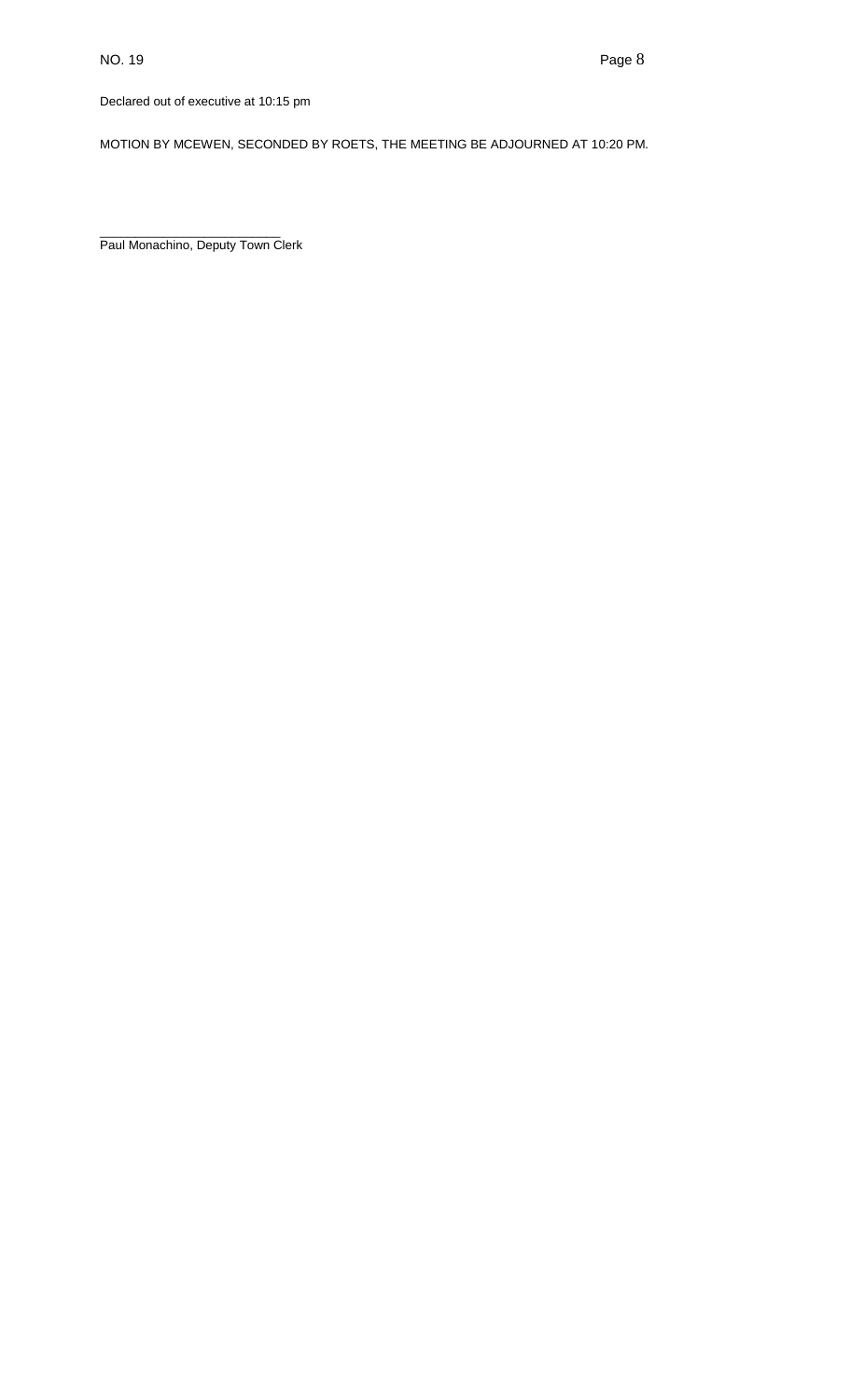Declared out of executive at 10:15 pm

MOTION BY MCEWEN, SECONDED BY ROETS, THE MEETING BE ADJOURNED AT 10:20 PM.

\_\_\_\_\_\_\_\_\_\_\_\_\_\_\_\_\_\_\_\_\_\_\_\_\_\_

Paul Monachino, Deputy Town Clerk